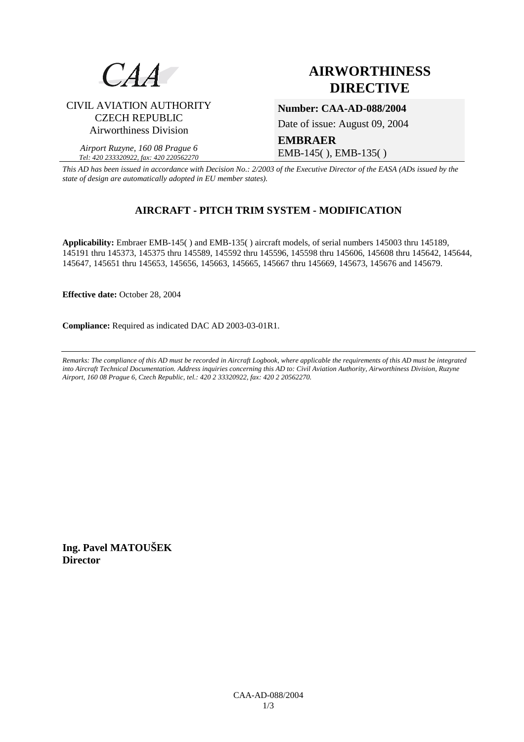CAA

CIVIL AVIATION AUTHORITY
CZECH REPUBLIC
Airworthiness Division

*Airport Ruzyne, 160 08 Prague 6*
*Tel: 420 233320922, fax: 420 220562270*

# AIRWORTHINESS DIRECTIVE

**Number: CAA-AD-088/2004**

Date of issue: August 09, 2004

**EMBRAER**
EMB-145( ), EMB-135( )

*This AD has been issued in accordance with Decision No.: 2/2003 of the Executive Director of the EASA (ADs issued by the state of design are automatically adopted in EU member states).*

## AIRCRAFT - PITCH TRIM SYSTEM - MODIFICATION

**Applicability:** Embraer EMB-145( ) and EMB-135( ) aircraft models, of serial numbers 145003 thru 145189, 145191 thru 145373, 145375 thru 145589, 145592 thru 145596, 145598 thru 145606, 145608 thru 145642, 145644, 145647, 145651 thru 145653, 145656, 145663, 145665, 145667 thru 145669, 145673, 145676 and 145679.

**Effective date:** October 28, 2004

**Compliance:** Required as indicated DAC AD 2003-03-01R1.

---

*Remarks: The compliance of this AD must be recorded in Aircraft Logbook, where applicable the requirements of this AD must be integrated into Aircraft Technical Documentation. Address inquiries concerning this AD to: Civil Aviation Authority, Airworthiness Division, Ruzyne Airport, 160 08 Prague 6, Czech Republic, tel.: 420 2 33320922, fax: 420 2 20562270.*

**Ing. Pavel MATOUŠEK**
**Director**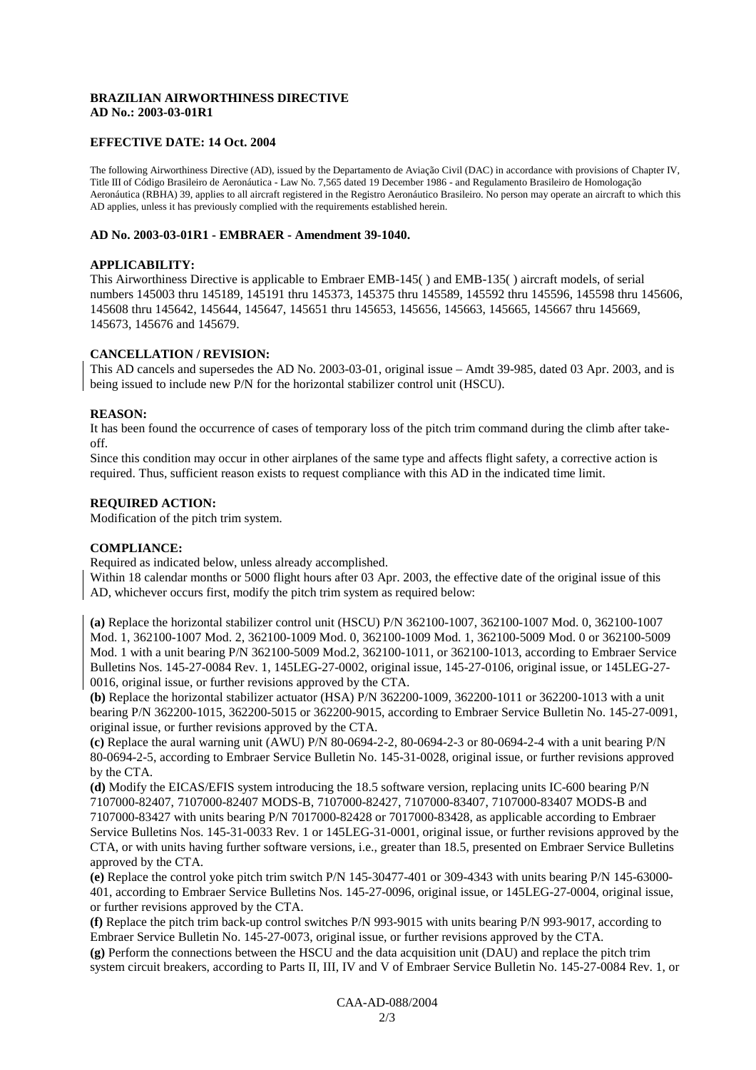**BRAZILIAN AIRWORTHINESS DIRECTIVE**
**AD No.: 2003-03-01R1**

**EFFECTIVE DATE: 14 Oct. 2004**

The following Airworthiness Directive (AD), issued by the Departamento de Aviação Civil (DAC) in accordance with provisions of Chapter IV, Title III of Código Brasileiro de Aeronáutica - Law No. 7,565 dated 19 December 1986 - and Regulamento Brasileiro de Homologação Aeronáutica (RBHA) 39, applies to all aircraft registered in the Registro Aeronáutico Brasileiro. No person may operate an aircraft to which this AD applies, unless it has previously complied with the requirements established herein.

**AD No. 2003-03-01R1 - EMBRAER - Amendment 39-1040.**

**APPLICABILITY:**
This Airworthiness Directive is applicable to Embraer EMB-145( ) and EMB-135( ) aircraft models, of serial numbers 145003 thru 145189, 145191 thru 145373, 145375 thru 145589, 145592 thru 145596, 145598 thru 145606, 145608 thru 145642, 145644, 145647, 145651 thru 145653, 145656, 145663, 145665, 145667 thru 145669, 145673, 145676 and 145679.

**CANCELLATION / REVISION:**
This AD cancels and supersedes the AD No. 2003-03-01, original issue – Amdt 39-985, dated 03 Apr. 2003, and is being issued to include new P/N for the horizontal stabilizer control unit (HSCU).

**REASON:**
It has been found the occurrence of cases of temporary loss of the pitch trim command during the climb after take-off.
Since this condition may occur in other airplanes of the same type and affects flight safety, a corrective action is required. Thus, sufficient reason exists to request compliance with this AD in the indicated time limit.

**REQUIRED ACTION:**
Modification of the pitch trim system.

**COMPLIANCE:**
Required as indicated below, unless already accomplished.
Within 18 calendar months or 5000 flight hours after 03 Apr. 2003, the effective date of the original issue of this AD, whichever occurs first, modify the pitch trim system as required below:

**(a)** Replace the horizontal stabilizer control unit (HSCU) P/N 362100-1007, 362100-1007 Mod. 0, 362100-1007 Mod. 1, 362100-1007 Mod. 2, 362100-1009 Mod. 0, 362100-1009 Mod. 1, 362100-5009 Mod. 0 or 362100-5009 Mod. 1 with a unit bearing P/N 362100-5009 Mod.2, 362100-1011, or 362100-1013, according to Embraer Service Bulletins Nos. 145-27-0084 Rev. 1, 145LEG-27-0002, original issue, 145-27-0106, original issue, or 145LEG-27-0016, original issue, or further revisions approved by the CTA.
**(b)** Replace the horizontal stabilizer actuator (HSA) P/N 362200-1009, 362200-1011 or 362200-1013 with a unit bearing P/N 362200-1015, 362200-5015 or 362200-9015, according to Embraer Service Bulletin No. 145-27-0091, original issue, or further revisions approved by the CTA.
**(c)** Replace the aural warning unit (AWU) P/N 80-0694-2-2, 80-0694-2-3 or 80-0694-2-4 with a unit bearing P/N 80-0694-2-5, according to Embraer Service Bulletin No. 145-31-0028, original issue, or further revisions approved by the CTA.
**(d)** Modify the EICAS/EFIS system introducing the 18.5 software version, replacing units IC-600 bearing P/N 7107000-82407, 7107000-82407 MODS-B, 7107000-82427, 7107000-83407, 7107000-83407 MODS-B and 7107000-83427 with units bearing P/N 7017000-82428 or 7017000-83428, as applicable according to Embraer Service Bulletins Nos. 145-31-0033 Rev. 1 or 145LEG-31-0001, original issue, or further revisions approved by the CTA, or with units having further software versions, i.e., greater than 18.5, presented on Embraer Service Bulletins approved by the CTA.
**(e)** Replace the control yoke pitch trim switch P/N 145-30477-401 or 309-4343 with units bearing P/N 145-63000-401, according to Embraer Service Bulletins Nos. 145-27-0096, original issue, or 145LEG-27-0004, original issue, or further revisions approved by the CTA.
**(f)** Replace the pitch trim back-up control switches P/N 993-9015 with units bearing P/N 993-9017, according to Embraer Service Bulletin No. 145-27-0073, original issue, or further revisions approved by the CTA.
**(g)** Perform the connections between the HSCU and the data acquisition unit (DAU) and replace the pitch trim system circuit breakers, according to Parts II, III, IV and V of Embraer Service Bulletin No. 145-27-0084 Rev. 1, or

CAA-AD-088/2004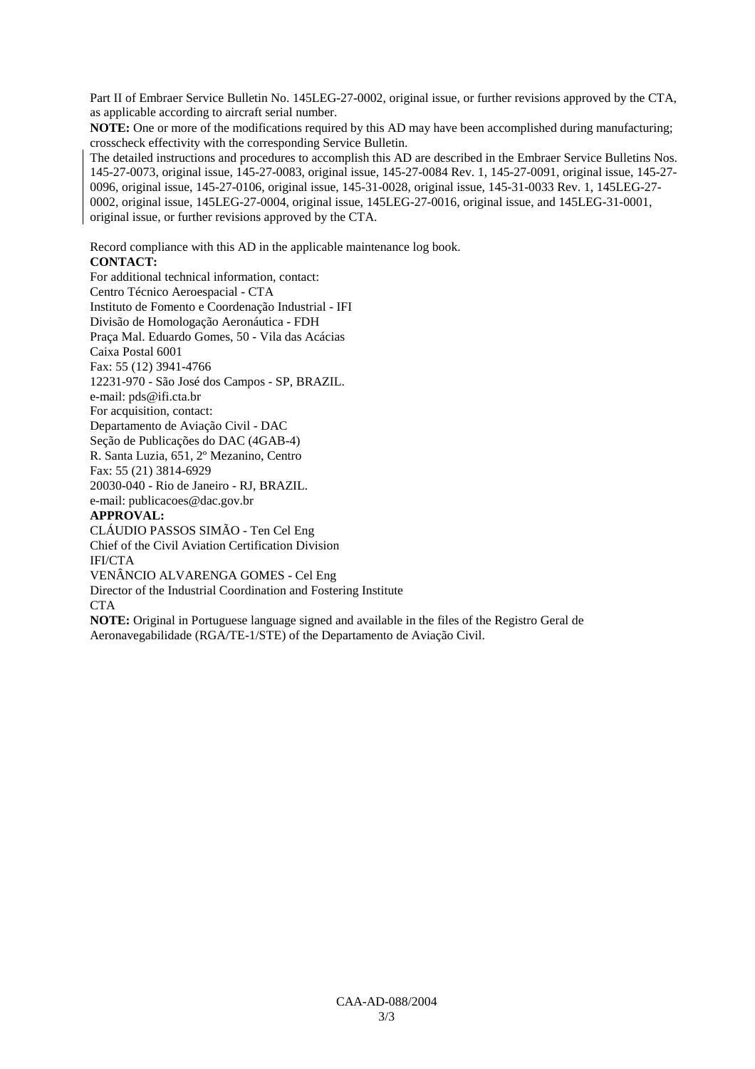Part II of Embraer Service Bulletin No. 145LEG-27-0002, original issue, or further revisions approved by the CTA, as applicable according to aircraft serial number.

**NOTE:** One or more of the modifications required by this AD may have been accomplished during manufacturing; crosscheck effectivity with the corresponding Service Bulletin.

The detailed instructions and procedures to accomplish this AD are described in the Embraer Service Bulletins Nos. 145-27-0073, original issue, 145-27-0083, original issue, 145-27-0084 Rev. 1, 145-27-0091, original issue, 145-27-0096, original issue, 145-27-0106, original issue, 145-31-0028, original issue, 145-31-0033 Rev. 1, 145LEG-27-0002, original issue, 145LEG-27-0004, original issue, 145LEG-27-0016, original issue, and 145LEG-31-0001, original issue, or further revisions approved by the CTA.

Record compliance with this AD in the applicable maintenance log book.

**CONTACT:**

For additional technical information, contact:
Centro Técnico Aeroespacial - CTA
Instituto de Fomento e Coordenação Industrial - IFI
Divisão de Homologação Aeronáutica - FDH
Praça Mal. Eduardo Gomes, 50 - Vila das Acácias
Caixa Postal 6001
Fax: 55 (12) 3941-4766
12231-970 - São José dos Campos - SP, BRAZIL.
e-mail: pds@ifi.cta.br
For acquisition, contact:
Departamento de Aviação Civil - DAC
Seção de Publicações do DAC (4GAB-4)
R. Santa Luzia, 651, 2º Mezanino, Centro
Fax: 55 (21) 3814-6929
20030-040 - Rio de Janeiro - RJ, BRAZIL.
e-mail: publicacoes@dac.gov.br

**APPROVAL:**

CLÁUDIO PASSOS SIMÃO - Ten Cel Eng
Chief of the Civil Aviation Certification Division
IFI/CTA
VENÂNCIO ALVARENGA GOMES - Cel Eng
Director of the Industrial Coordination and Fostering Institute
CTA

**NOTE:** Original in Portuguese language signed and available in the files of the Registro Geral de Aeronavegabilidade (RGA/TE-1/STE) of the Departamento de Aviação Civil.